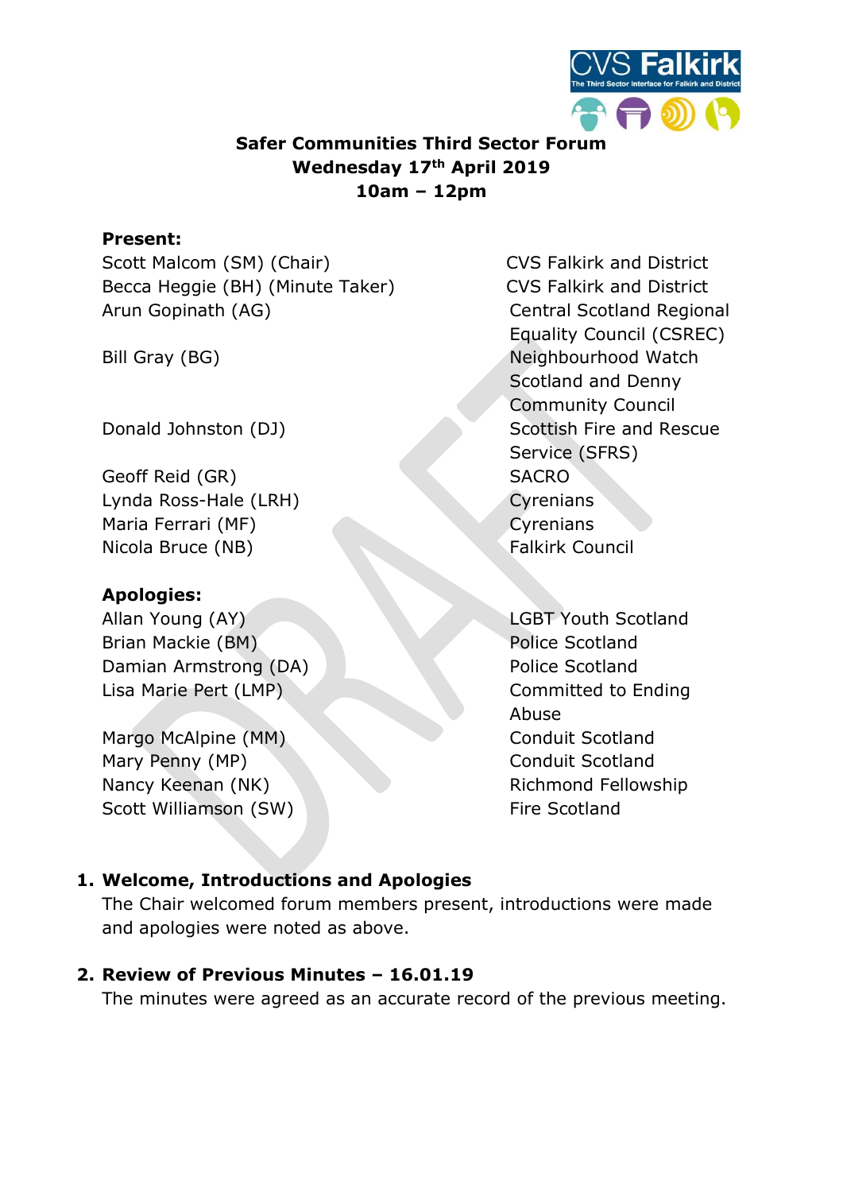# Safer Communities Third Sector Forum
**Wednesday 17th April 2019**
**10am – 12pm**

**Present:**

| | |
|---|---|
| Scott Malcom (SM) (Chair) | CVS Falkirk and District |
| Becca Heggie (BH) (Minute Taker) | CVS Falkirk and District |
| Arun Gopinath (AG) | Central Scotland Regional Equality Council (CSREC) |
| Bill Gray (BG) | Neighbourhood Watch Scotland and Denny Community Council |
| Donald Johnston (DJ) | Scottish Fire and Rescue Service (SFRS) |
| Geoff Reid (GR) | SACRO |
| Lynda Ross-Hale (LRH) | Cyrenians |
| Maria Ferrari (MF) | Cyrenians |
| Nicola Bruce (NB) | Falkirk Council |

**Apologies:**

| | |
|---|---|
| Allan Young (AY) | LGBT Youth Scotland |
| Brian Mackie (BM) | Police Scotland |
| Damian Armstrong (DA) | Police Scotland |
| Lisa Marie Pert (LMP) | Committed to Ending Abuse |
| Margo McAlpine (MM) | Conduit Scotland |
| Mary Penny (MP) | Conduit Scotland |
| Nancy Keenan (NK) | Richmond Fellowship |
| Scott Williamson (SW) | Fire Scotland |

## 1. Welcome, Introductions and Apologies

The Chair welcomed forum members present, introductions were made and apologies were noted as above.

## 2. Review of Previous Minutes – 16.01.19

The minutes were agreed as an accurate record of the previous meeting.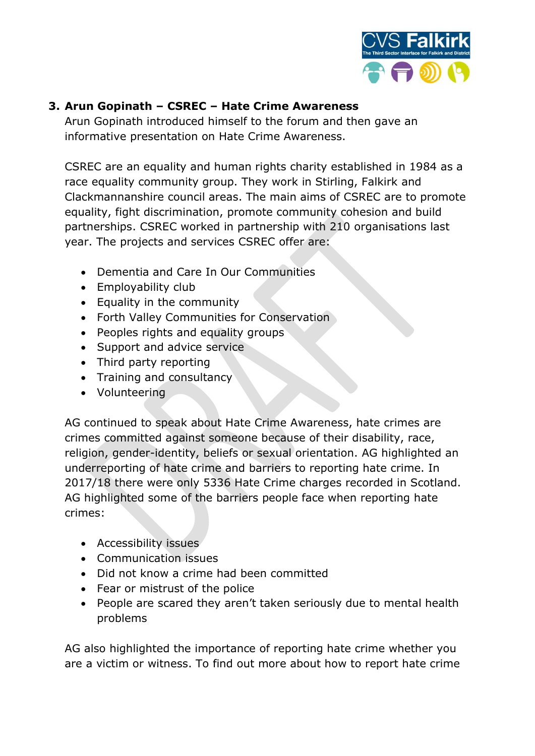### 3. Arun Gopinath – CSREC – Hate Crime Awareness

Arun Gopinath introduced himself to the forum and then gave an informative presentation on Hate Crime Awareness.

CSREC are an equality and human rights charity established in 1984 as a race equality community group. They work in Stirling, Falkirk and Clackmannanshire council areas. The main aims of CSREC are to promote equality, fight discrimination, promote community cohesion and build partnerships. CSREC worked in partnership with 210 organisations last year. The projects and services CSREC offer are:

- Dementia and Care In Our Communities
- Employability club
- Equality in the community
- Forth Valley Communities for Conservation
- Peoples rights and equality groups
- Support and advice service
- Third party reporting
- Training and consultancy
- Volunteering

AG continued to speak about Hate Crime Awareness, hate crimes are crimes committed against someone because of their disability, race, religion, gender-identity, beliefs or sexual orientation. AG highlighted an underreporting of hate crime and barriers to reporting hate crime. In 2017/18 there were only 5336 Hate Crime charges recorded in Scotland. AG highlighted some of the barriers people face when reporting hate crimes:

- Accessibility issues
- Communication issues
- Did not know a crime had been committed
- Fear or mistrust of the police
- People are scared they aren't taken seriously due to mental health problems

AG also highlighted the importance of reporting hate crime whether you are a victim or witness. To find out more about how to report hate crime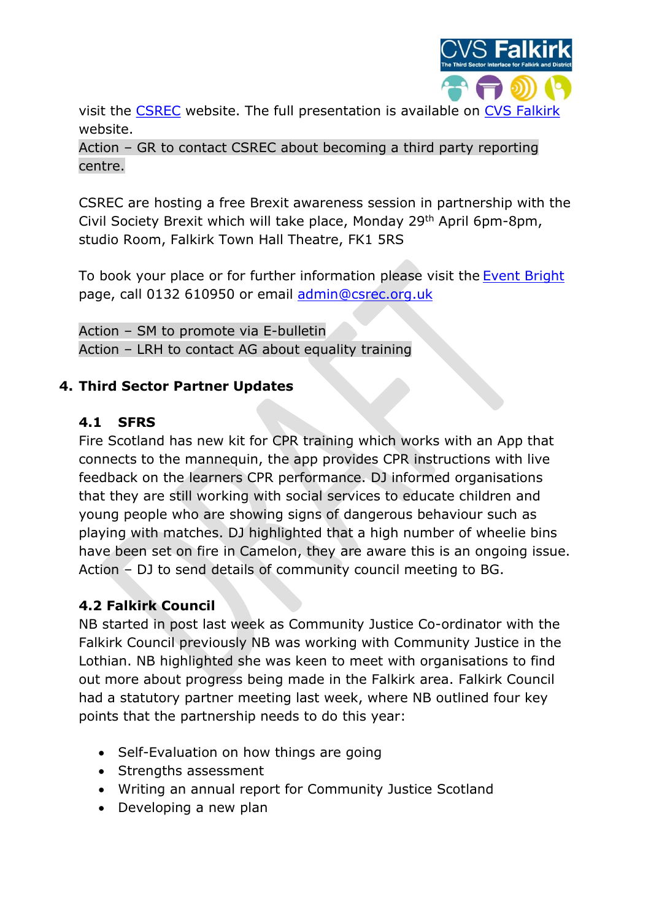visit the [CSREC](CSREC) website. The full presentation is available on [CVS Falkirk](CVS Falkirk) website.

Action – GR to contact CSREC about becoming a third party reporting centre.

CSREC are hosting a free Brexit awareness session in partnership with the Civil Society Brexit which will take place, Monday 29th April 6pm-8pm, studio Room, Falkirk Town Hall Theatre, FK1 5RS

To book your place or for further information please visit the Event Bright page, call 0132 610950 or email admin@csrec.org.uk

Action – SM to promote via E-bulletin
Action – LRH to contact AG about equality training

## 4. Third Sector Partner Updates

### 4.1 SFRS

Fire Scotland has new kit for CPR training which works with an App that connects to the mannequin, the app provides CPR instructions with live feedback on the learners CPR performance. DJ informed organisations that they are still working with social services to educate children and young people who are showing signs of dangerous behaviour such as playing with matches. DJ highlighted that a high number of wheelie bins have been set on fire in Camelon, they are aware this is an ongoing issue.
Action – DJ to send details of community council meeting to BG.

### 4.2 Falkirk Council

NB started in post last week as Community Justice Co-ordinator with the Falkirk Council previously NB was working with Community Justice in the Lothian. NB highlighted she was keen to meet with organisations to find out more about progress being made in the Falkirk area. Falkirk Council had a statutory partner meeting last week, where NB outlined four key points that the partnership needs to do this year:

- Self-Evaluation on how things are going
- Strengths assessment
- Writing an annual report for Community Justice Scotland
- Developing a new plan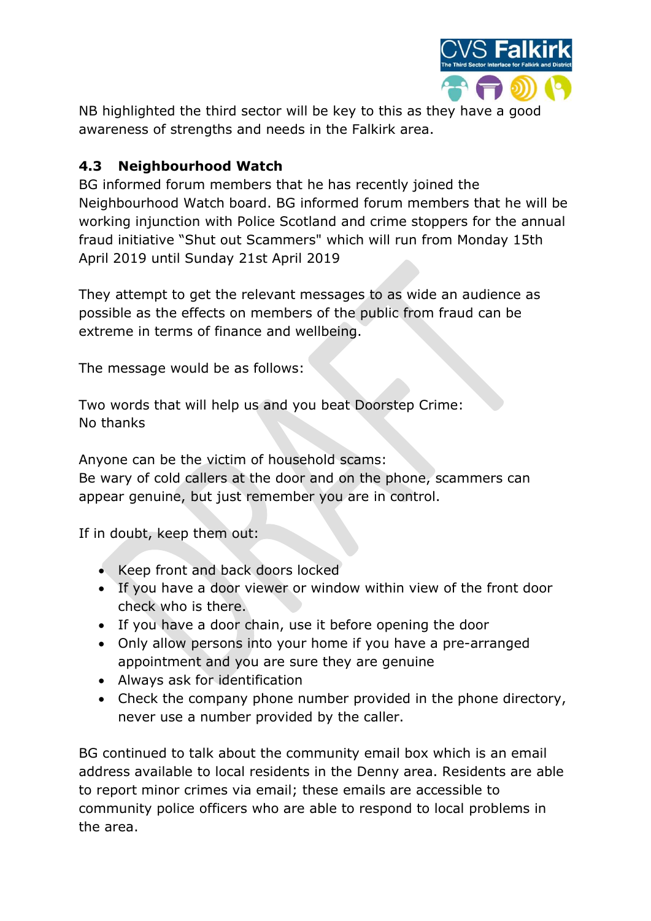NB highlighted the third sector will be key to this as they have a good awareness of strengths and needs in the Falkirk area.

## 4.3 Neighbourhood Watch

BG informed forum members that he has recently joined the Neighbourhood Watch board. BG informed forum members that he will be working injunction with Police Scotland and crime stoppers for the annual fraud initiative "Shut out Scammers" which will run from Monday 15th April 2019 until Sunday 21st April 2019

They attempt to get the relevant messages to as wide an audience as possible as the effects on members of the public from fraud can be extreme in terms of finance and wellbeing.

The message would be as follows:

Two words that will help us and you beat Doorstep Crime:
No thanks

Anyone can be the victim of household scams:
Be wary of cold callers at the door and on the phone, scammers can appear genuine, but just remember you are in control.

If in doubt, keep them out:

- Keep front and back doors locked
- If you have a door viewer or window within view of the front door check who is there.
- If you have a door chain, use it before opening the door
- Only allow persons into your home if you have a pre-arranged appointment and you are sure they are genuine
- Always ask for identification
- Check the company phone number provided in the phone directory, never use a number provided by the caller.

BG continued to talk about the community email box which is an email address available to local residents in the Denny area. Residents are able to report minor crimes via email; these emails are accessible to community police officers who are able to respond to local problems in the area.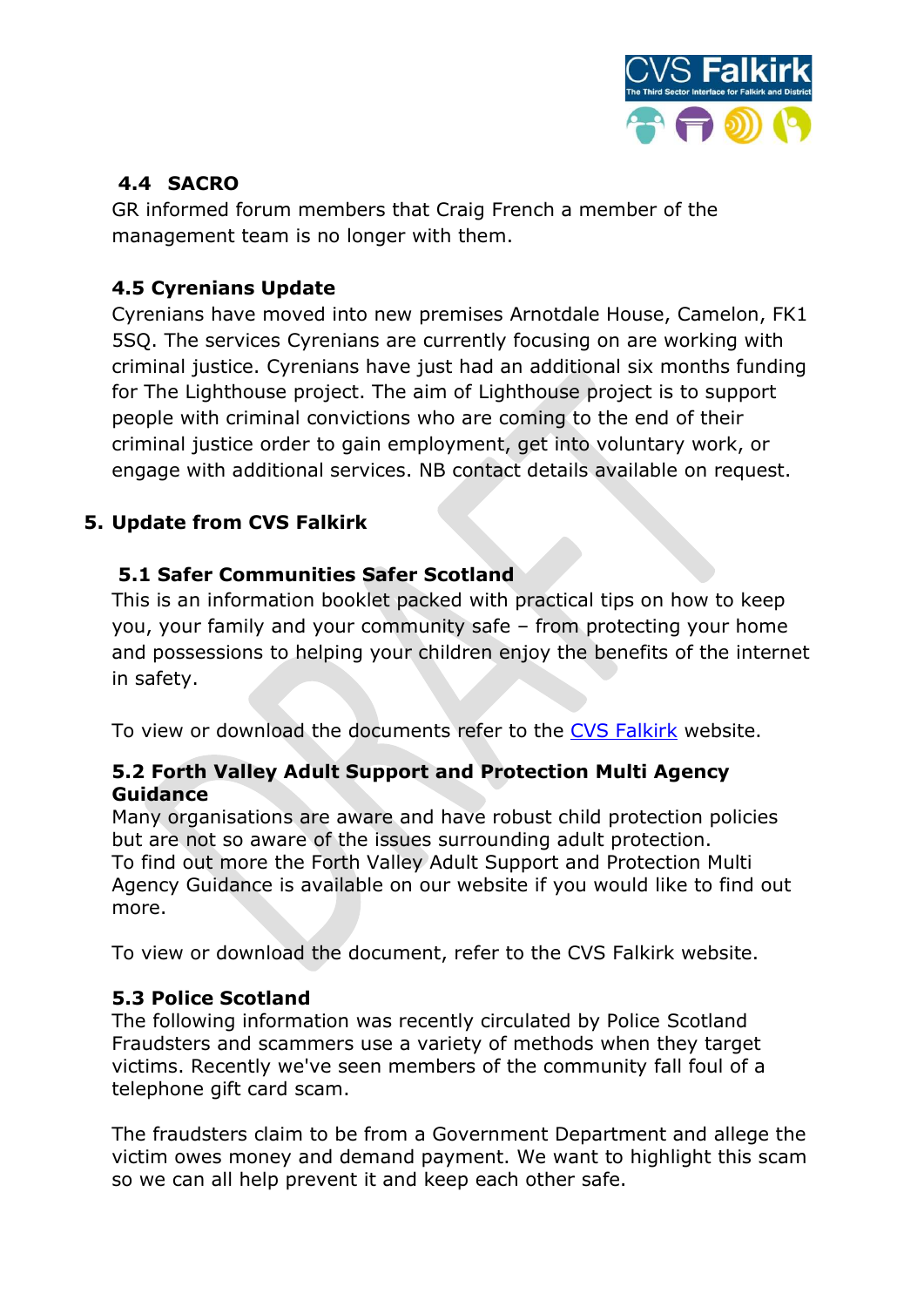### 4.4 SACRO

GR informed forum members that Craig French a member of the management team is no longer with them.

### 4.5 Cyrenians Update

Cyrenians have moved into new premises Arnotdale House, Camelon, FK1 5SQ. The services Cyrenians are currently focusing on are working with criminal justice. Cyrenians have just had an additional six months funding for The Lighthouse project. The aim of Lighthouse project is to support people with criminal convictions who are coming to the end of their criminal justice order to gain employment, get into voluntary work, or engage with additional services. NB contact details available on request.

## 5. Update from CVS Falkirk

### 5.1 Safer Communities Safer Scotland

This is an information booklet packed with practical tips on how to keep you, your family and your community safe – from protecting your home and possessions to helping your children enjoy the benefits of the internet in safety.

To view or download the documents refer to the CVS Falkirk website.

### 5.2 Forth Valley Adult Support and Protection Multi Agency Guidance

Many organisations are aware and have robust child protection policies but are not so aware of the issues surrounding adult protection.
To find out more the Forth Valley Adult Support and Protection Multi Agency Guidance is available on our website if you would like to find out more.

To view or download the document, refer to the CVS Falkirk website.

### 5.3 Police Scotland

The following information was recently circulated by Police Scotland
Fraudsters and scammers use a variety of methods when they target victims. Recently we've seen members of the community fall foul of a telephone gift card scam.

The fraudsters claim to be from a Government Department and allege the victim owes money and demand payment. We want to highlight this scam so we can all help prevent it and keep each other safe.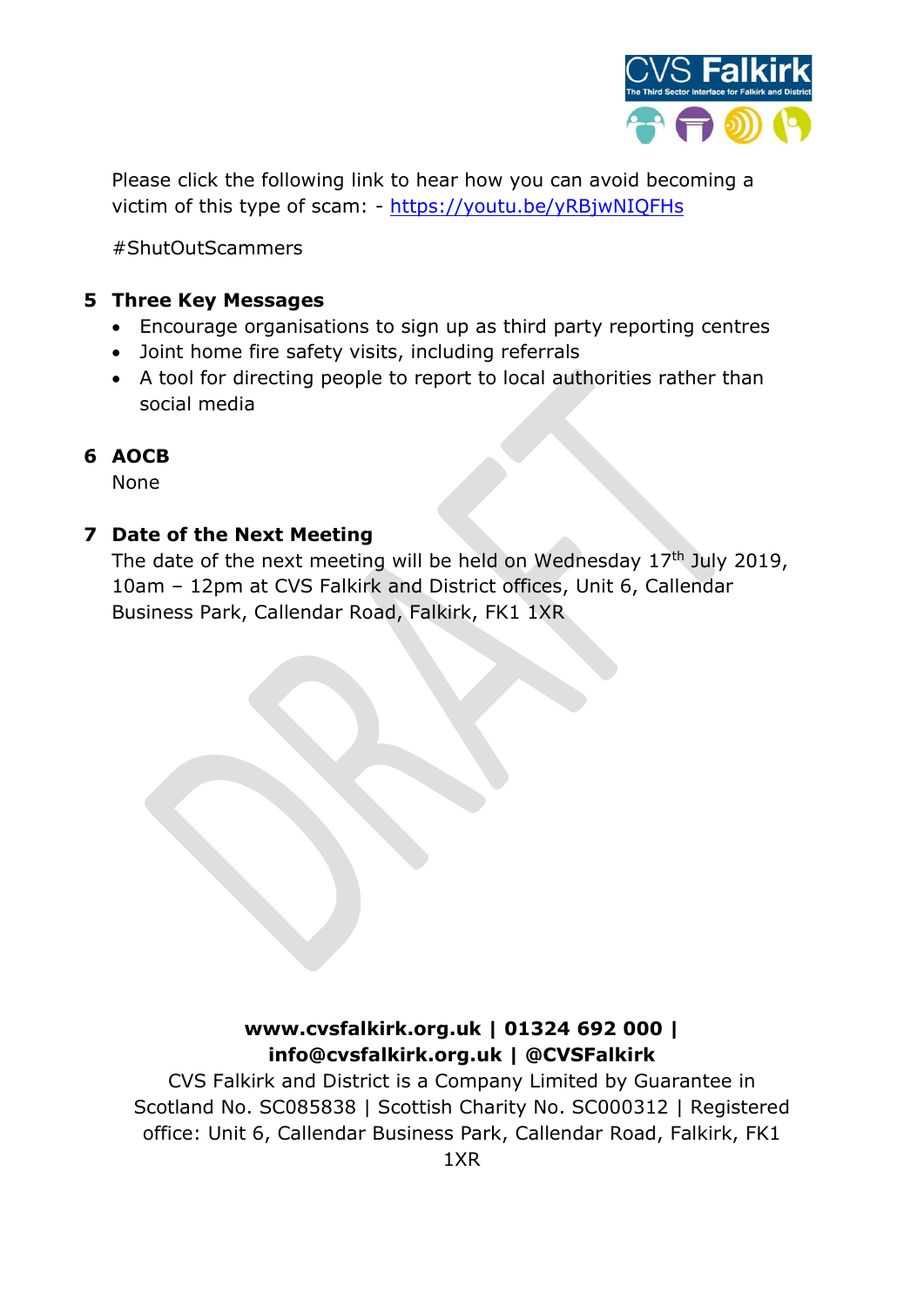Please click the following link to hear how you can avoid becoming a victim of this type of scam: - https://youtu.be/yRBjwNIQFHs

#ShutOutScammers

## 5 Three Key Messages

- Encourage organisations to sign up as third party reporting centres
- Joint home fire safety visits, including referrals
- A tool for directing people to report to local authorities rather than social media

## 6 AOCB

None

## 7 Date of the Next Meeting

The date of the next meeting will be held on Wednesday 17th July 2019, 10am – 12pm at CVS Falkirk and District offices, Unit 6, Callendar Business Park, Callendar Road, Falkirk, FK1 1XR

**www.cvsfalkirk.org.uk | 01324 692 000 | info@cvsfalkirk.org.uk | @CVSFalkirk**

CVS Falkirk and District is a Company Limited by Guarantee in Scotland No. SC085838 | Scottish Charity No. SC000312 | Registered office: Unit 6, Callendar Business Park, Callendar Road, Falkirk, FK1 1XR